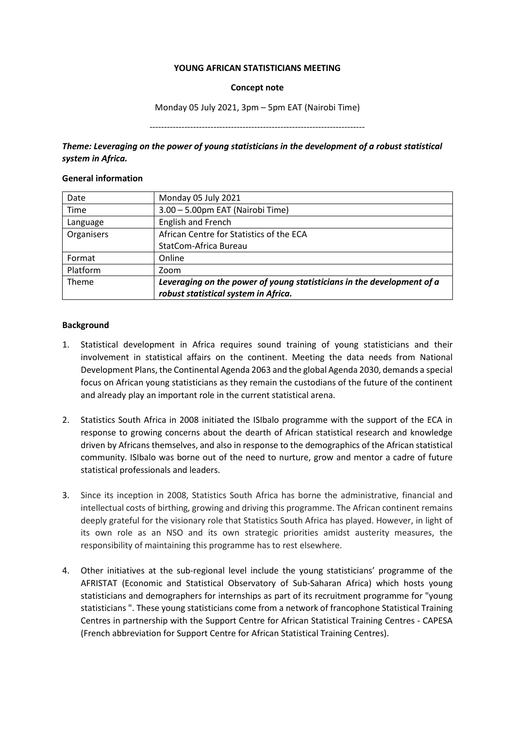**YOUNG AFRICAN STATISTICIANS MEETING**

**Concept note**

Monday 05 July 2021, 3pm – 5pm EAT (Nairobi Time)

---------------------------------------------------------------------------

***Theme: Leveraging on the power of young statisticians in the development of a robust statistical system in Africa.***

**General information**

| Date | Monday 05 July 2021 |
|---|---|
| Time | 3.00 – 5.00pm EAT (Nairobi Time) |
| Language | English and French |
| Organisers | African Centre for Statistics of the ECA<br>StatCom-Africa Bureau |
| Format | Online |
| Platform | Zoom |
| Theme | ***Leveraging on the power of young statisticians in the development of a robust statistical system in Africa.*** |

**Background**

1. Statistical development in Africa requires sound training of young statisticians and their involvement in statistical affairs on the continent. Meeting the data needs from National Development Plans, the Continental Agenda 2063 and the global Agenda 2030, demands a special focus on African young statisticians as they remain the custodians of the future of the continent and already play an important role in the current statistical arena.

2. Statistics South Africa in 2008 initiated the ISIbalo programme with the support of the ECA in response to growing concerns about the dearth of African statistical research and knowledge driven by Africans themselves, and also in response to the demographics of the African statistical community. ISIbalo was borne out of the need to nurture, grow and mentor a cadre of future statistical professionals and leaders.

3. Since its inception in 2008, Statistics South Africa has borne the administrative, financial and intellectual costs of birthing, growing and driving this programme. The African continent remains deeply grateful for the visionary role that Statistics South Africa has played. However, in light of its own role as an NSO and its own strategic priorities amidst austerity measures, the responsibility of maintaining this programme has to rest elsewhere.

4. Other initiatives at the sub-regional level include the young statisticians' programme of the AFRISTAT (Economic and Statistical Observatory of Sub-Saharan Africa) which hosts young statisticians and demographers for internships as part of its recruitment programme for "young statisticians ". These young statisticians come from a network of francophone Statistical Training Centres in partnership with the Support Centre for African Statistical Training Centres - CAPESA (French abbreviation for Support Centre for African Statistical Training Centres).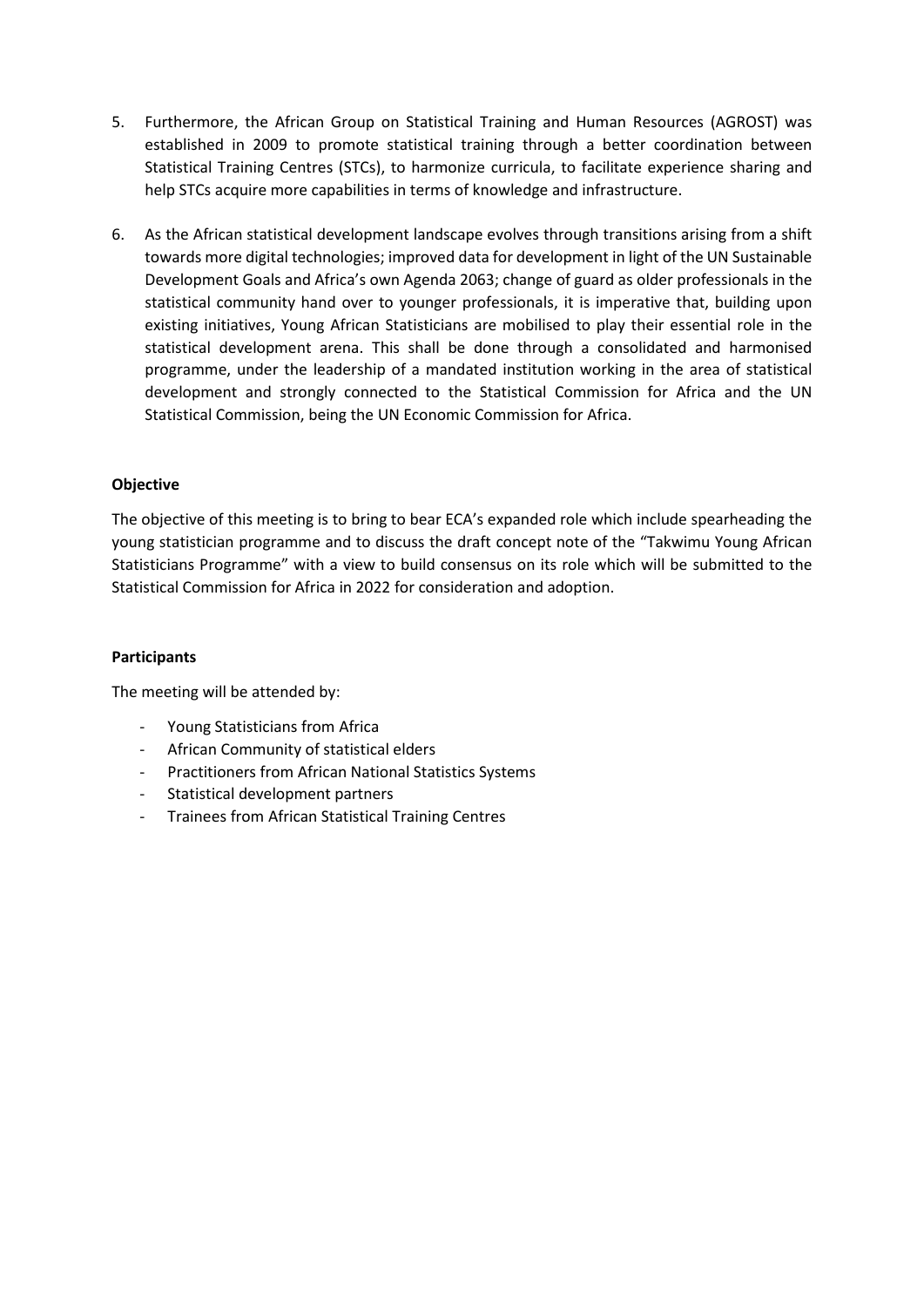5. Furthermore, the African Group on Statistical Training and Human Resources (AGROST) was established in 2009 to promote statistical training through a better coordination between Statistical Training Centres (STCs), to harmonize curricula, to facilitate experience sharing and help STCs acquire more capabilities in terms of knowledge and infrastructure.

6. As the African statistical development landscape evolves through transitions arising from a shift towards more digital technologies; improved data for development in light of the UN Sustainable Development Goals and Africa's own Agenda 2063; change of guard as older professionals in the statistical community hand over to younger professionals, it is imperative that, building upon existing initiatives, Young African Statisticians are mobilised to play their essential role in the statistical development arena. This shall be done through a consolidated and harmonised programme, under the leadership of a mandated institution working in the area of statistical development and strongly connected to the Statistical Commission for Africa and the UN Statistical Commission, being the UN Economic Commission for Africa.

**Objective**

The objective of this meeting is to bring to bear ECA's expanded role which include spearheading the young statistician programme and to discuss the draft concept note of the "Takwimu Young African Statisticians Programme" with a view to build consensus on its role which will be submitted to the Statistical Commission for Africa in 2022 for consideration and adoption.

**Participants**

The meeting will be attended by:

- Young Statisticians from Africa
- African Community of statistical elders
- Practitioners from African National Statistics Systems
- Statistical development partners
- Trainees from African Statistical Training Centres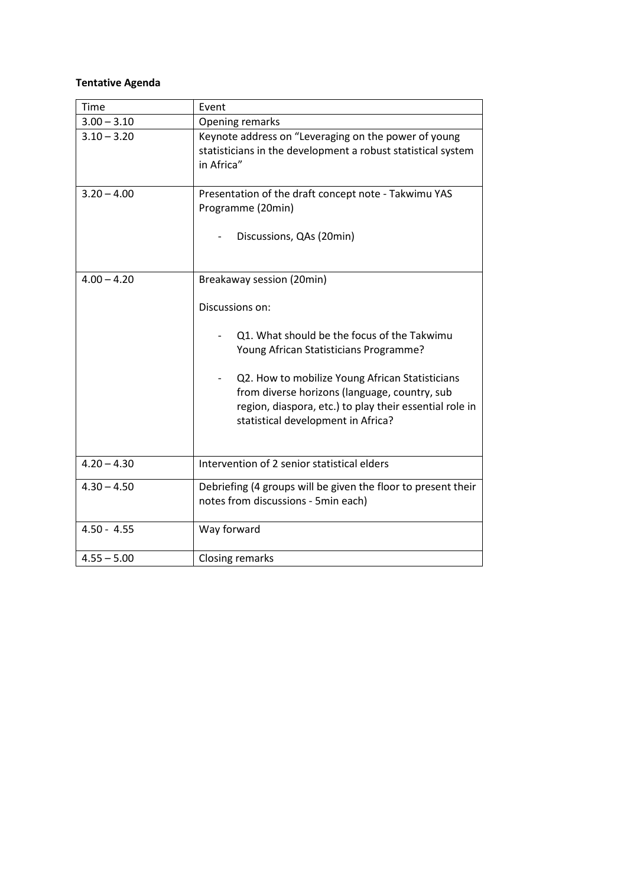**Tentative Agenda**

| Time | Event |
|---|---|
| 3.00 – 3.10 | Opening remarks |
| 3.10 – 3.20 | Keynote address on "Leveraging on the power of young statisticians in the development a robust statistical system in Africa" |
| 3.20 – 4.00 | Presentation of the draft concept note - Takwimu YAS Programme (20min)<br><br>- Discussions, QAs (20min) |
| 4.00 – 4.20 | Breakaway session (20min)<br><br>Discussions on:<br><br>- Q1. What should be the focus of the Takwimu Young African Statisticians Programme?<br><br>- Q2. How to mobilize Young African Statisticians from diverse horizons (language, country, sub region, diaspora, etc.) to play their essential role in statistical development in Africa? |
| 4.20 – 4.30 | Intervention of 2 senior statistical elders |
| 4.30 – 4.50 | Debriefing (4 groups will be given the floor to present their notes from discussions - 5min each) |
| 4.50 - 4.55 | Way forward |
| 4.55 – 5.00 | Closing remarks |